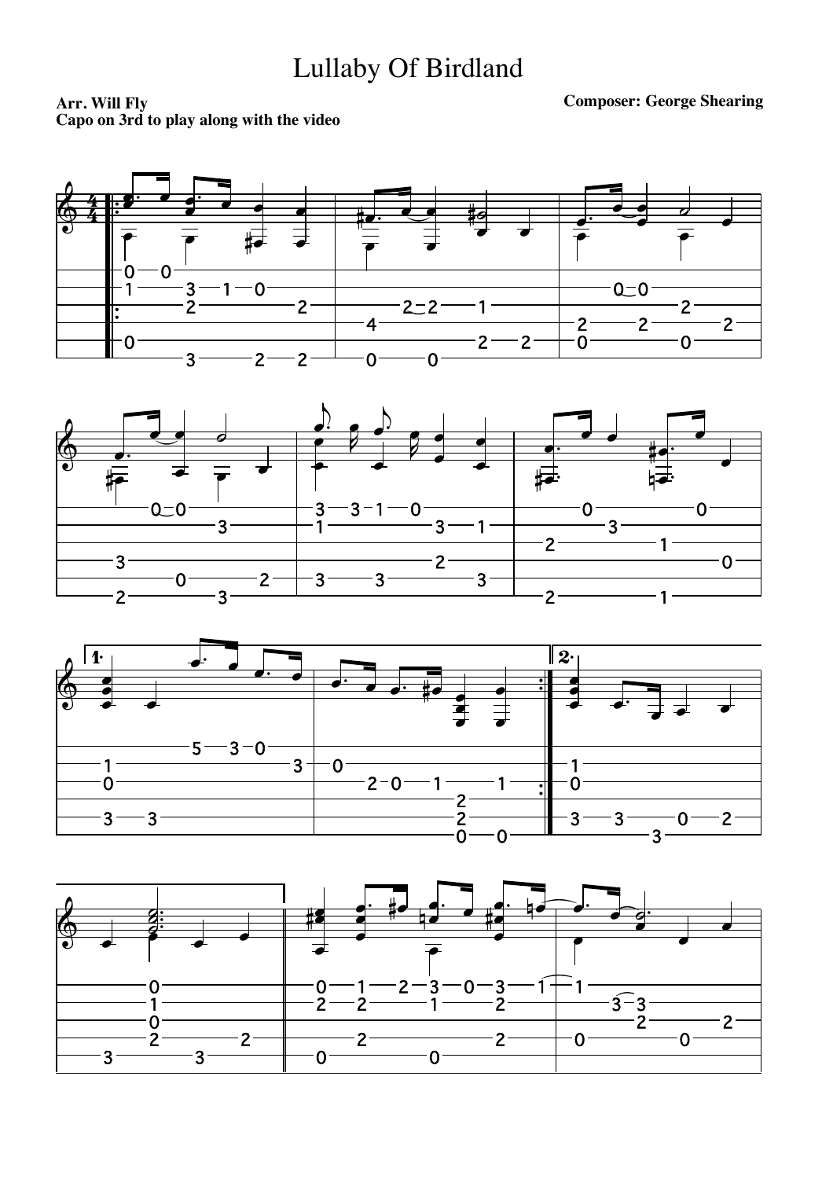# Lullaby Of Birdland

**Arr. Will Fly**
**Capo on 3rd to play along with the video**

**Composer: George Shearing**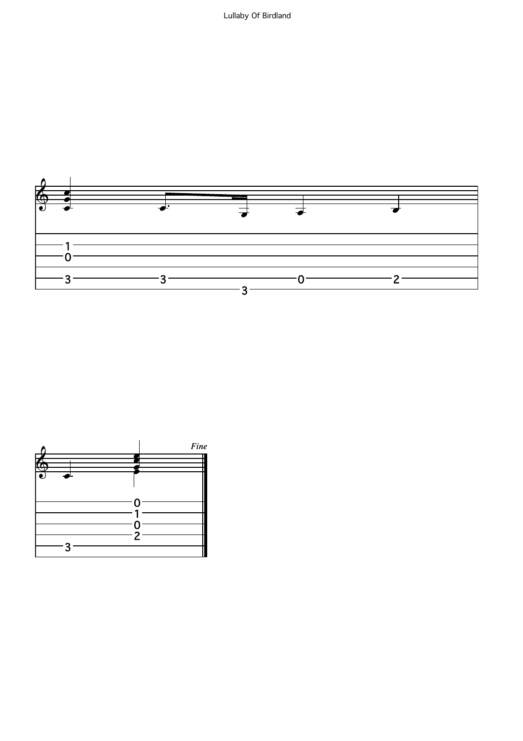*Fine*